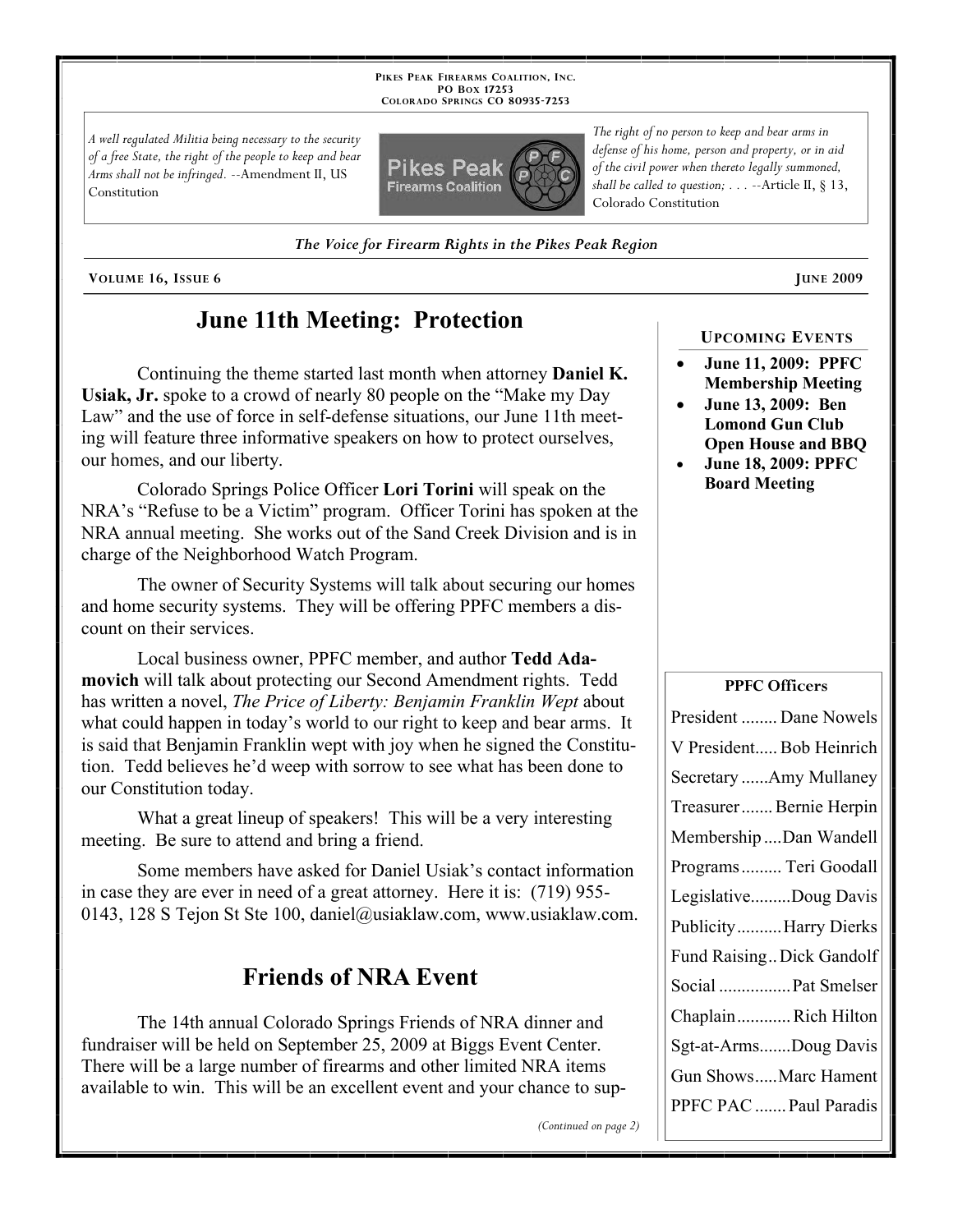PIKES PEAK FIREARMS COALITION, INC.
PO BOX 17253
COLORADO SPRINGS CO 80935-7253

*A well regulated Militia being necessary to the security of a free State, the right of the people to keep and bear Arms shall not be infringed.* --Amendment II, US Constitution

*The right of no person to keep and bear arms in defense of his home, person and property, or in aid of the civil power when thereto legally summoned, shall be called to question; . . .* --Article II, § 13, Colorado Constitution

*The Voice for Firearm Rights in the Pikes Peak Region*

VOLUME 16, ISSUE 6 — JUNE 2009

# June 11th Meeting: Protection

Continuing the theme started last month when attorney **Daniel K. Usiak, Jr.** spoke to a crowd of nearly 80 people on the "Make my Day Law" and the use of force in self-defense situations, our June 11th meeting will feature three informative speakers on how to protect ourselves, our homes, and our liberty.

Colorado Springs Police Officer **Lori Torini** will speak on the NRA's "Refuse to be a Victim" program. Officer Torini has spoken at the NRA annual meeting. She works out of the Sand Creek Division and is in charge of the Neighborhood Watch Program.

The owner of Security Systems will talk about securing our homes and home security systems. They will be offering PPFC members a discount on their services.

Local business owner, PPFC member, and author **Tedd Adamovich** will talk about protecting our Second Amendment rights. Tedd has written a novel, *The Price of Liberty: Benjamin Franklin Wept* about what could happen in today's world to our right to keep and bear arms. It is said that Benjamin Franklin wept with joy when he signed the Constitution. Tedd believes he'd weep with sorrow to see what has been done to our Constitution today.

What a great lineup of speakers! This will be a very interesting meeting. Be sure to attend and bring a friend.

Some members have asked for Daniel Usiak's contact information in case they are ever in need of a great attorney. Here it is: (719) 955-0143, 128 S Tejon St Ste 100, daniel@usiaklaw.com, www.usiaklaw.com.

# Friends of NRA Event

The 14th annual Colorado Springs Friends of NRA dinner and fundraiser will be held on September 25, 2009 at Biggs Event Center. There will be a large number of firearms and other limited NRA items available to win. This will be an excellent event and your chance to sup-

*(Continued on page 2)*

## UPCOMING EVENTS

- **June 11, 2009: PPFC Membership Meeting**
- **June 13, 2009: Ben Lomond Gun Club Open House and BBQ**
- **June 18, 2009: PPFC Board Meeting**

## PPFC Officers

| Office | Name |
|---|---|
| President | Dane Nowels |
| V President | Bob Heinrich |
| Secretary | Amy Mullaney |
| Treasurer | Bernie Herpin |
| Membership | Dan Wandell |
| Programs | Teri Goodall |
| Legislative | Doug Davis |
| Publicity | Harry Dierks |
| Fund Raising | Dick Gandolf |
| Social | Pat Smelser |
| Chaplain | Rich Hilton |
| Sgt-at-Arms | Doug Davis |
| Gun Shows | Marc Hament |
| PPFC PAC | Paul Paradis |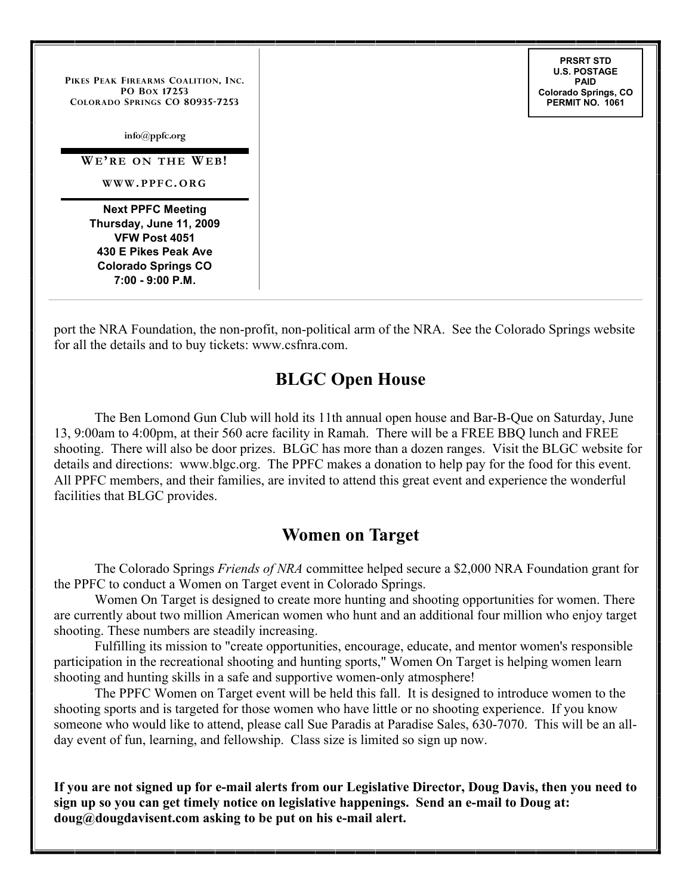PIKES PEAK FIREARMS COALITION, INC.
PO BOX 17253
COLORADO SPRINGS CO 80935-7253

info@ppfc.org

**WE'RE ON THE WEB!**

**WWW.PPFC.ORG**

**Next PPFC Meeting**
**Thursday, June 11, 2009**
**VFW Post 4051**
**430 E Pikes Peak Ave**
**Colorado Springs CO**
**7:00 - 9:00 P.M.**

PRSRT STD
U.S. POSTAGE
PAID
Colorado Springs, CO
PERMIT NO. 1061

port the NRA Foundation, the non-profit, non-political arm of the NRA. See the Colorado Springs website for all the details and to buy tickets: www.csfnra.com.

## BLGC Open House

The Ben Lomond Gun Club will hold its 11th annual open house and Bar-B-Que on Saturday, June 13, 9:00am to 4:00pm, at their 560 acre facility in Ramah. There will be a FREE BBQ lunch and FREE shooting. There will also be door prizes. BLGC has more than a dozen ranges. Visit the BLGC website for details and directions: www.blgc.org. The PPFC makes a donation to help pay for the food for this event. All PPFC members, and their families, are invited to attend this great event and experience the wonderful facilities that BLGC provides.

## Women on Target

The Colorado Springs *Friends of NRA* committee helped secure a $2,000 NRA Foundation grant for the PPFC to conduct a Women on Target event in Colorado Springs.

Women On Target is designed to create more hunting and shooting opportunities for women. There are currently about two million American women who hunt and an additional four million who enjoy target shooting. These numbers are steadily increasing.

Fulfilling its mission to "create opportunities, encourage, educate, and mentor women's responsible participation in the recreational shooting and hunting sports," Women On Target is helping women learn shooting and hunting skills in a safe and supportive women-only atmosphere!

The PPFC Women on Target event will be held this fall. It is designed to introduce women to the shooting sports and is targeted for those women who have little or no shooting experience. If you know someone who would like to attend, please call Sue Paradis at Paradise Sales, 630-7070. This will be an all-day event of fun, learning, and fellowship. Class size is limited so sign up now.

**If you are not signed up for e-mail alerts from our Legislative Director, Doug Davis, then you need to sign up so you can get timely notice on legislative happenings. Send an e-mail to Doug at: doug@dougdavisent.com asking to be put on his e-mail alert.**